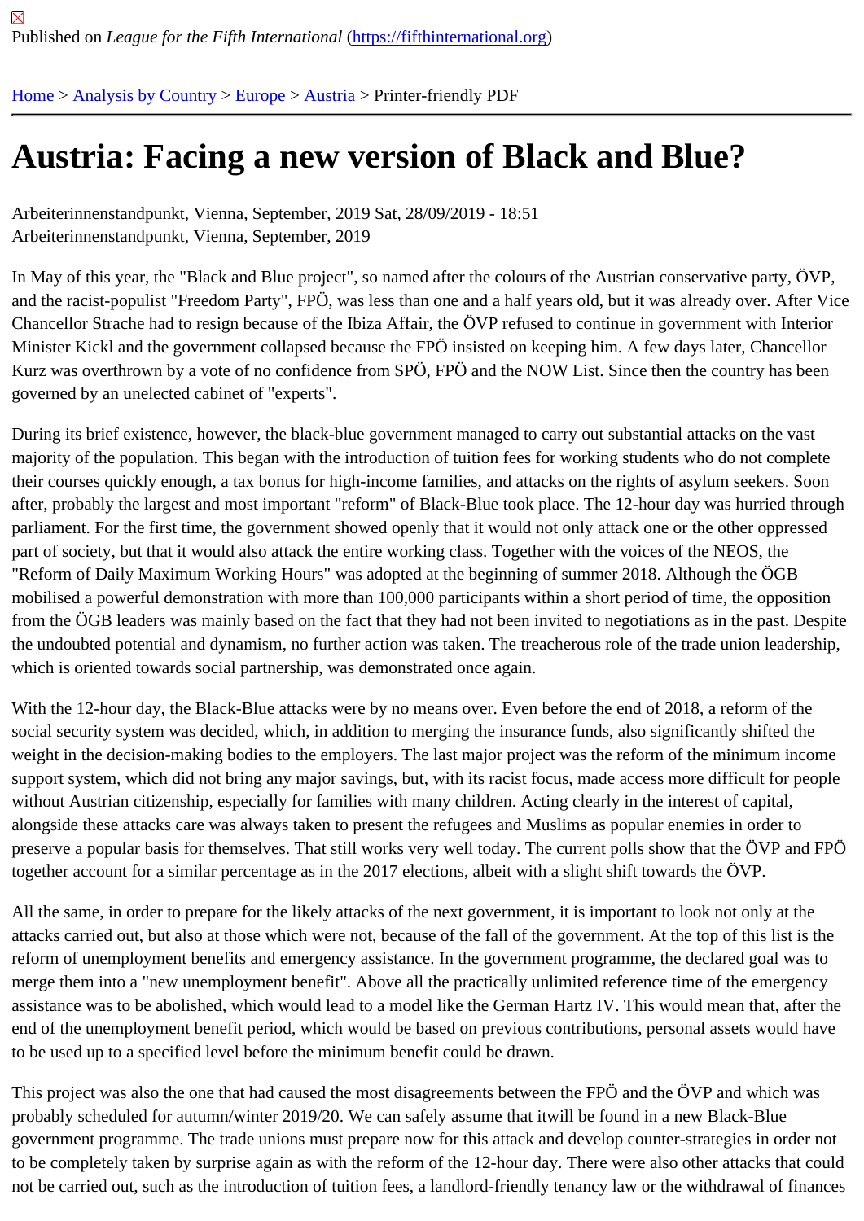Published on *League for the Fifth International* (https://fifthinternational.org)

Home > Analysis by Country > Europe > Austria > Printer-friendly PDF

# Austria: Facing a new version of Black and Blue?

Arbeiterinnenstandpunkt, Vienna, September, 2019 Sat, 28/09/2019 - 18:51
Arbeiterinnenstandpunkt, Vienna, September, 2019

In May of this year, the "Black and Blue project", so named after the colours of the Austrian conservative party, ÖVP, and the racist-populist "Freedom Party", FPÖ, was less than one and a half years old, but it was already over. After Vice Chancellor Strache had to resign because of the Ibiza Affair, the ÖVP refused to continue in government with Interior Minister Kickl and the government collapsed because the FPÖ insisted on keeping him. A few days later, Chancellor Kurz was overthrown by a vote of no confidence from SPÖ, FPÖ and the NOW List. Since then the country has been governed by an unelected cabinet of "experts".

During its brief existence, however, the black-blue government managed to carry out substantial attacks on the vast majority of the population. This began with the introduction of tuition fees for working students who do not complete their courses quickly enough, a tax bonus for high-income families, and attacks on the rights of asylum seekers. Soon after, probably the largest and most important "reform" of Black-Blue took place. The 12-hour day was hurried through parliament. For the first time, the government showed openly that it would not only attack one or the other oppressed part of society, but that it would also attack the entire working class. Together with the voices of the NEOS, the "Reform of Daily Maximum Working Hours" was adopted at the beginning of summer 2018. Although the ÖGB mobilised a powerful demonstration with more than 100,000 participants within a short period of time, the opposition from the ÖGB leaders was mainly based on the fact that they had not been invited to negotiations as in the past. Despite the undoubted potential and dynamism, no further action was taken. The treacherous role of the trade union leadership, which is oriented towards social partnership, was demonstrated once again.

With the 12-hour day, the Black-Blue attacks were by no means over. Even before the end of 2018, a reform of the social security system was decided, which, in addition to merging the insurance funds, also significantly shifted the weight in the decision-making bodies to the employers. The last major project was the reform of the minimum income support system, which did not bring any major savings, but, with its racist focus, made access more difficult for people without Austrian citizenship, especially for families with many children. Acting clearly in the interest of capital, alongside these attacks care was always taken to present the refugees and Muslims as popular enemies in order to preserve a popular basis for themselves. That still works very well today. The current polls show that the ÖVP and FPÖ together account for a similar percentage as in the 2017 elections, albeit with a slight shift towards the ÖVP.

All the same, in order to prepare for the likely attacks of the next government, it is important to look not only at the attacks carried out, but also at those which were not, because of the fall of the government. At the top of this list is the reform of unemployment benefits and emergency assistance. In the government programme, the declared goal was to merge them into a "new unemployment benefit". Above all the practically unlimited reference time of the emergency assistance was to be abolished, which would lead to a model like the German Hartz IV. This would mean that, after the end of the unemployment benefit period, which would be based on previous contributions, personal assets would have to be used up to a specified level before the minimum benefit could be drawn.

This project was also the one that had caused the most disagreements between the FPÖ and the ÖVP and which was probably scheduled for autumn/winter 2019/20. We can safely assume that itwill be found in a new Black-Blue government programme. The trade unions must prepare now for this attack and develop counter-strategies in order not to be completely taken by surprise again as with the reform of the 12-hour day. There were also other attacks that could not be carried out, such as the introduction of tuition fees, a landlord-friendly tenancy law or the withdrawal of finances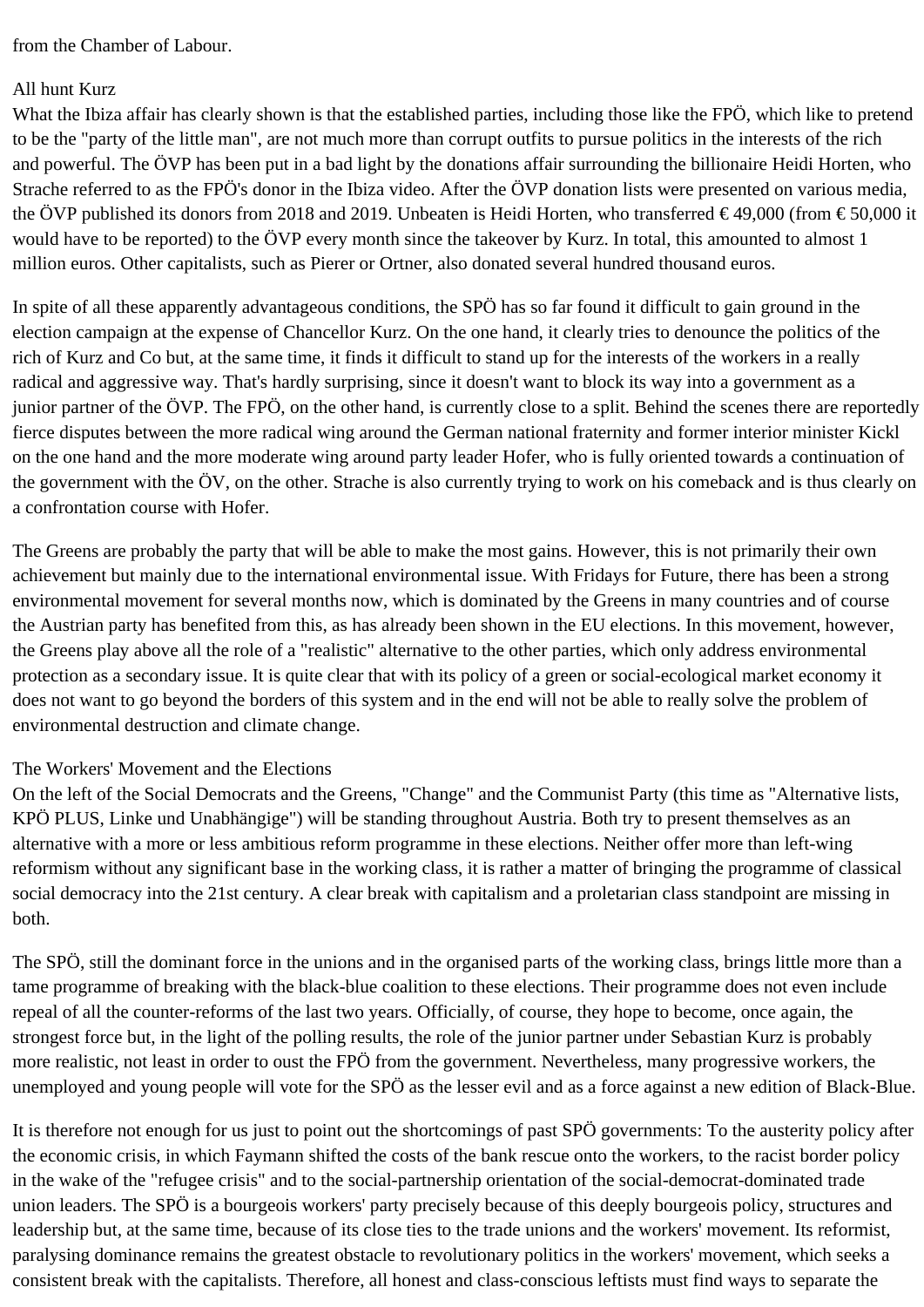from the Chamber of Labour.

## All hunt Kurz

What the Ibiza affair has clearly shown is that the established parties, including those like the FPÖ, which like to pretend to be the "party of the little man", are not much more than corrupt outfits to pursue politics in the interests of the rich and powerful. The ÖVP has been put in a bad light by the donations affair surrounding the billionaire Heidi Horten, who Strache referred to as the FPÖ's donor in the Ibiza video. After the ÖVP donation lists were presented on various media, the ÖVP published its donors from 2018 and 2019. Unbeaten is Heidi Horten, who transferred € 49,000 (from € 50,000 it would have to be reported) to the ÖVP every month since the takeover by Kurz. In total, this amounted to almost 1 million euros. Other capitalists, such as Pierer or Ortner, also donated several hundred thousand euros.

In spite of all these apparently advantageous conditions, the SPÖ has so far found it difficult to gain ground in the election campaign at the expense of Chancellor Kurz. On the one hand, it clearly tries to denounce the politics of the rich of Kurz and Co but, at the same time, it finds it difficult to stand up for the interests of the workers in a really radical and aggressive way. That's hardly surprising, since it doesn't want to block its way into a government as a junior partner of the ÖVP. The FPÖ, on the other hand, is currently close to a split. Behind the scenes there are reportedly fierce disputes between the more radical wing around the German national fraternity and former interior minister Kickl on the one hand and the more moderate wing around party leader Hofer, who is fully oriented towards a continuation of the government with the ÖV, on the other. Strache is also currently trying to work on his comeback and is thus clearly on a confrontation course with Hofer.

The Greens are probably the party that will be able to make the most gains. However, this is not primarily their own achievement but mainly due to the international environmental issue. With Fridays for Future, there has been a strong environmental movement for several months now, which is dominated by the Greens in many countries and of course the Austrian party has benefited from this, as has already been shown in the EU elections. In this movement, however, the Greens play above all the role of a "realistic" alternative to the other parties, which only address environmental protection as a secondary issue. It is quite clear that with its policy of a green or social-ecological market economy it does not want to go beyond the borders of this system and in the end will not be able to really solve the problem of environmental destruction and climate change.

## The Workers' Movement and the Elections

On the left of the Social Democrats and the Greens, "Change" and the Communist Party (this time as "Alternative lists, KPÖ PLUS, Linke und Unabhängige") will be standing throughout Austria. Both try to present themselves as an alternative with a more or less ambitious reform programme in these elections. Neither offer more than left-wing reformism without any significant base in the working class, it is rather a matter of bringing the programme of classical social democracy into the 21st century. A clear break with capitalism and a proletarian class standpoint are missing in both.

The SPÖ, still the dominant force in the unions and in the organised parts of the working class, brings little more than a tame programme of breaking with the black-blue coalition to these elections. Their programme does not even include repeal of all the counter-reforms of the last two years. Officially, of course, they hope to become, once again, the strongest force but, in the light of the polling results, the role of the junior partner under Sebastian Kurz is probably more realistic, not least in order to oust the FPÖ from the government. Nevertheless, many progressive workers, the unemployed and young people will vote for the SPÖ as the lesser evil and as a force against a new edition of Black-Blue.

It is therefore not enough for us just to point out the shortcomings of past SPÖ governments: To the austerity policy after the economic crisis, in which Faymann shifted the costs of the bank rescue onto the workers, to the racist border policy in the wake of the "refugee crisis" and to the social-partnership orientation of the social-democrat-dominated trade union leaders. The SPÖ is a bourgeois workers' party precisely because of this deeply bourgeois policy, structures and leadership but, at the same time, because of its close ties to the trade unions and the workers' movement. Its reformist, paralysing dominance remains the greatest obstacle to revolutionary politics in the workers' movement, which seeks a consistent break with the capitalists. Therefore, all honest and class-conscious leftists must find ways to separate the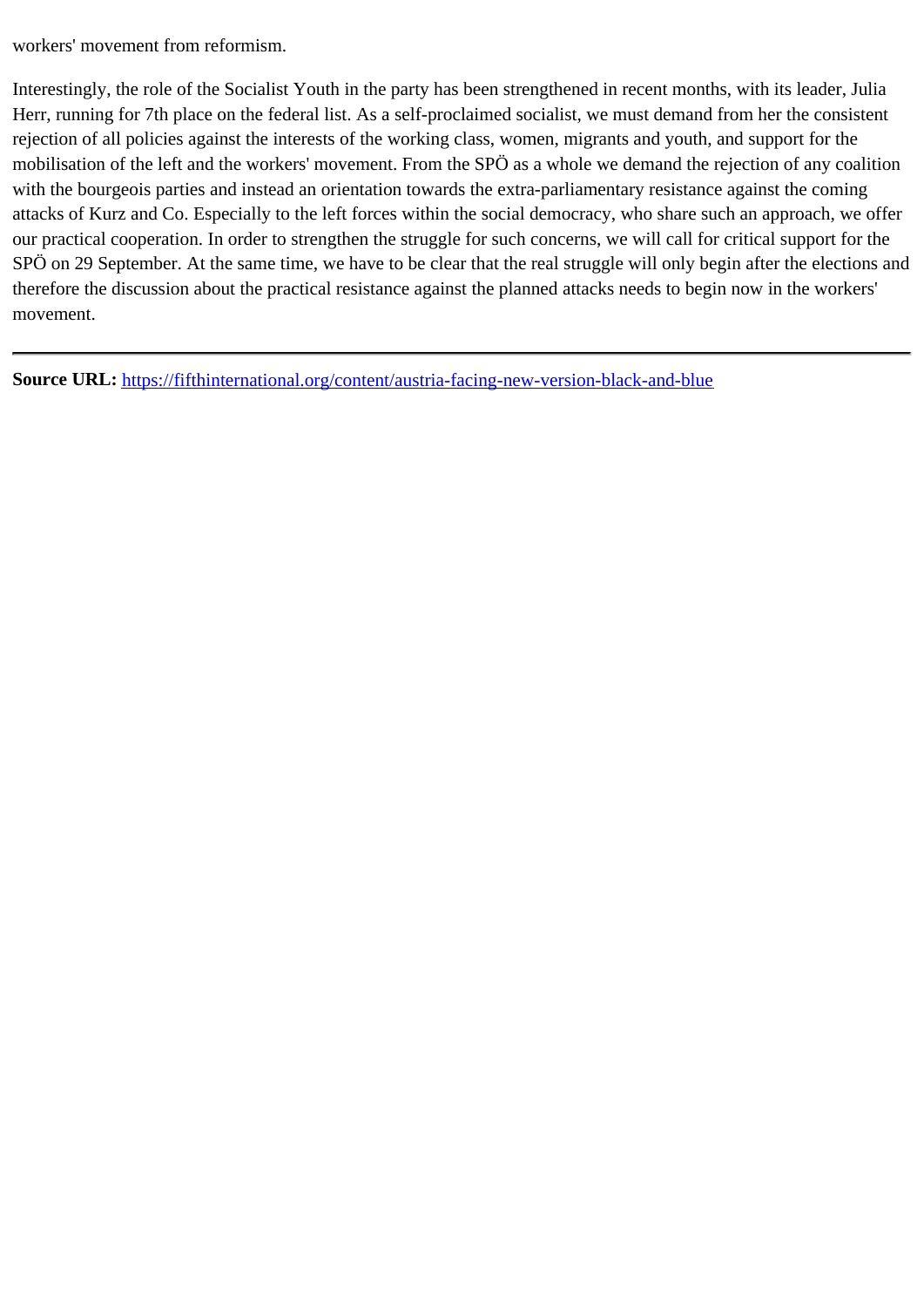workers' movement from reformism.

Interestingly, the role of the Socialist Youth in the party has been strengthened in recent months, with its leader, Julia Herr, running for 7th place on the federal list. As a self-proclaimed socialist, we must demand from her the consistent rejection of all policies against the interests of the working class, women, migrants and youth, and support for the mobilisation of the left and the workers' movement. From the SPÖ as a whole we demand the rejection of any coalition with the bourgeois parties and instead an orientation towards the extra-parliamentary resistance against the coming attacks of Kurz and Co. Especially to the left forces within the social democracy, who share such an approach, we offer our practical cooperation. In order to strengthen the struggle for such concerns, we will call for critical support for the SPÖ on 29 September. At the same time, we have to be clear that the real struggle will only begin after the elections and therefore the discussion about the practical resistance against the planned attacks needs to begin now in the workers' movement.

---

**Source URL:** https://fifthinternational.org/content/austria-facing-new-version-black-and-blue